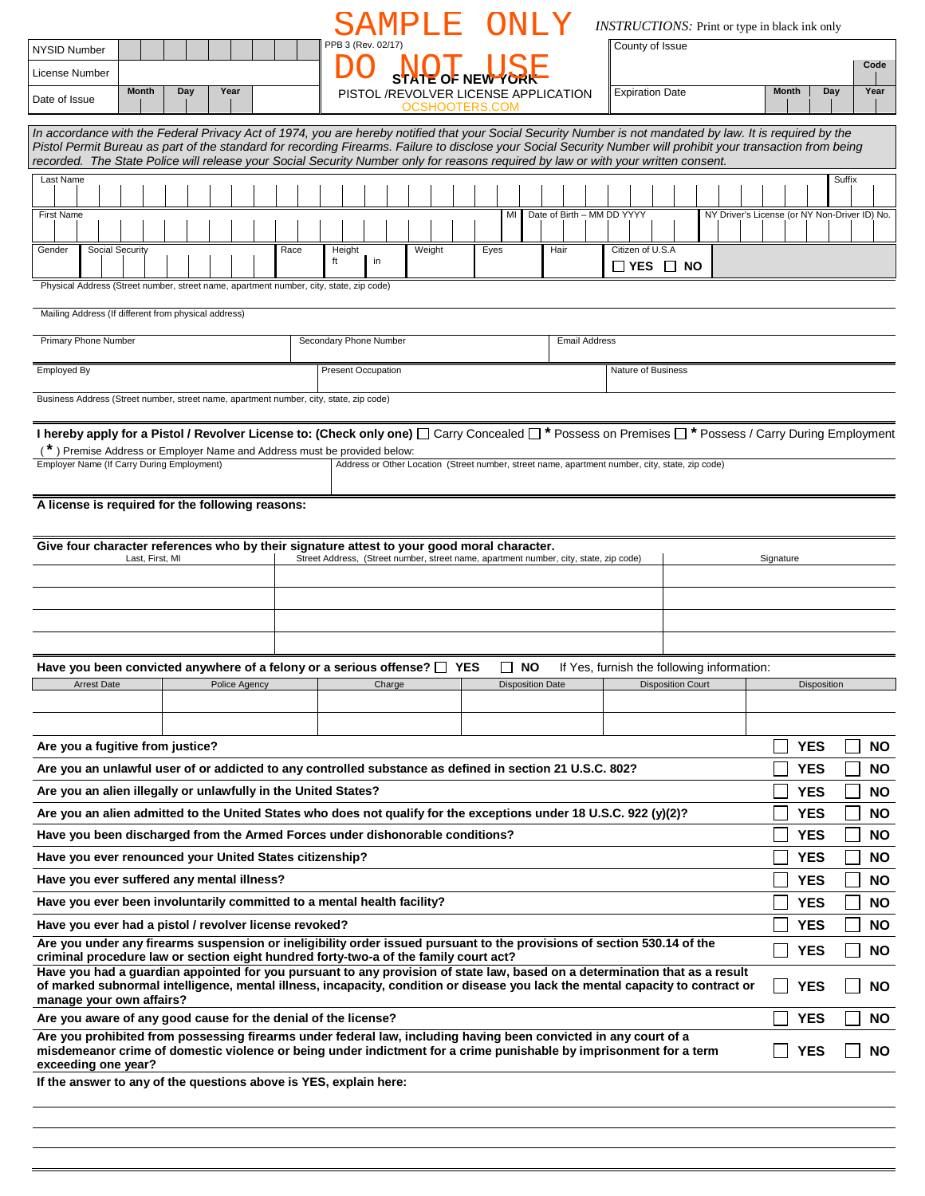SAMPLE ONLY

DO NOT USE

*INSTRUCTIONS:* Print or type in black ink only

| NYSID Number | | PPB 3 (Rev. 02/17) | County of Issue | | Code |
|---|---|---|---|---|---|
| License Number | | **STATE OF NEW YORK** | | | |
| Date of Issue | Month / Day / Year | PISTOL /REVOLVER LICENSE APPLICATION | Expiration Date | Month / Day / Year | |

OCSHOOTERS.COM

*In accordance with the Federal Privacy Act of 1974, you are hereby notified that your Social Security Number is not mandated by law. It is required by the Pistol Permit Bureau as part of the standard for recording Firearms. Failure to disclose your Social Security Number will prohibit your transaction from being recorded. The State Police will release your Social Security Number only for reasons required by law or with your written consent.*

| Last Name | | | | | | | | Suffix |
|---|---|---|---|---|---|---|---|---|
| First Name | | | | | MI | Date of Birth – MM DD YYYY | NY Driver's License (or NY Non-Driver ID) No. | |
| Gender | Social Security | Race | Height ft in | Weight | Eyes | Hair | Citizen of U.S.A ☐ YES ☐ NO | |

Physical Address (Street number, street name, apartment number, city, state, zip code)

Mailing Address (If different from physical address)

| Primary Phone Number | Secondary Phone Number | Email Address |
|---|---|---|
| | | |

| Employed By | Present Occupation | Nature of Business |
|---|---|---|
| | | |

Business Address (Street number, street name, apartment number, city, state, zip code)

**I hereby apply for a Pistol / Revolver License to: (Check only one)** ☐ Carry Concealed ☐ * Possess on Premises ☐ * Possess / Carry During Employment

( * ) Premise Address or Employer Name and Address must be provided below:

| Employer Name (If Carry During Employment) | Address or Other Location (Street number, street name, apartment number, city, state, zip code) |
|---|---|
| | |

**A license is required for the following reasons:**

**Give four character references who by their signature attest to your good moral character.**

| Last, First, MI | Street Address, (Street number, street name, apartment number, city, state, zip code) | Signature |
|---|---|---|
| | | |
| | | |
| | | |
| | | |

**Have you been convicted anywhere of a felony or a serious offense?** ☐ **YES** ☐ **NO** If Yes, furnish the following information:

| Arrest Date | Police Agency | Charge | Disposition Date | Disposition Court | Disposition |
|---|---|---|---|---|---|
| | | | | | |
| | | | | | |

| | | |
|---|---|---|
| **Are you a fugitive from justice?** | ☐ **YES** | ☐ **NO** |
| **Are you an unlawful user of or addicted to any controlled substance as defined in section 21 U.S.C. 802?** | ☐ **YES** | ☐ **NO** |
| **Are you an alien illegally or unlawfully in the United States?** | ☐ **YES** | ☐ **NO** |
| **Are you an alien admitted to the United States who does not qualify for the exceptions under 18 U.S.C. 922 (y)(2)?** | ☐ **YES** | ☐ **NO** |
| **Have you been discharged from the Armed Forces under dishonorable conditions?** | ☐ **YES** | ☐ **NO** |
| **Have you ever renounced your United States citizenship?** | ☐ **YES** | ☐ **NO** |
| **Have you ever suffered any mental illness?** | ☐ **YES** | ☐ **NO** |
| **Have you ever been involuntarily committed to a mental health facility?** | ☐ **YES** | ☐ **NO** |
| **Have you ever had a pistol / revolver license revoked?** | ☐ **YES** | ☐ **NO** |
| **Are you under any firearms suspension or ineligibility order issued pursuant to the provisions of section 530.14 of the criminal procedure law or section eight hundred forty-two-a of the family court act?** | ☐ **YES** | ☐ **NO** |
| **Have you had a guardian appointed for you pursuant to any provision of state law, based on a determination that as a result of marked subnormal intelligence, mental illness, incapacity, condition or disease you lack the mental capacity to contract or manage your own affairs?** | ☐ **YES** | ☐ **NO** |
| **Are you aware of any good cause for the denial of the license?** | ☐ **YES** | ☐ **NO** |
| **Are you prohibited from possessing firearms under federal law, including having been convicted in any court of a misdemeanor crime of domestic violence or being under indictment for a crime punishable by imprisonment for a term exceeding one year?** | ☐ **YES** | ☐ **NO** |

**If the answer to any of the questions above is YES, explain here:**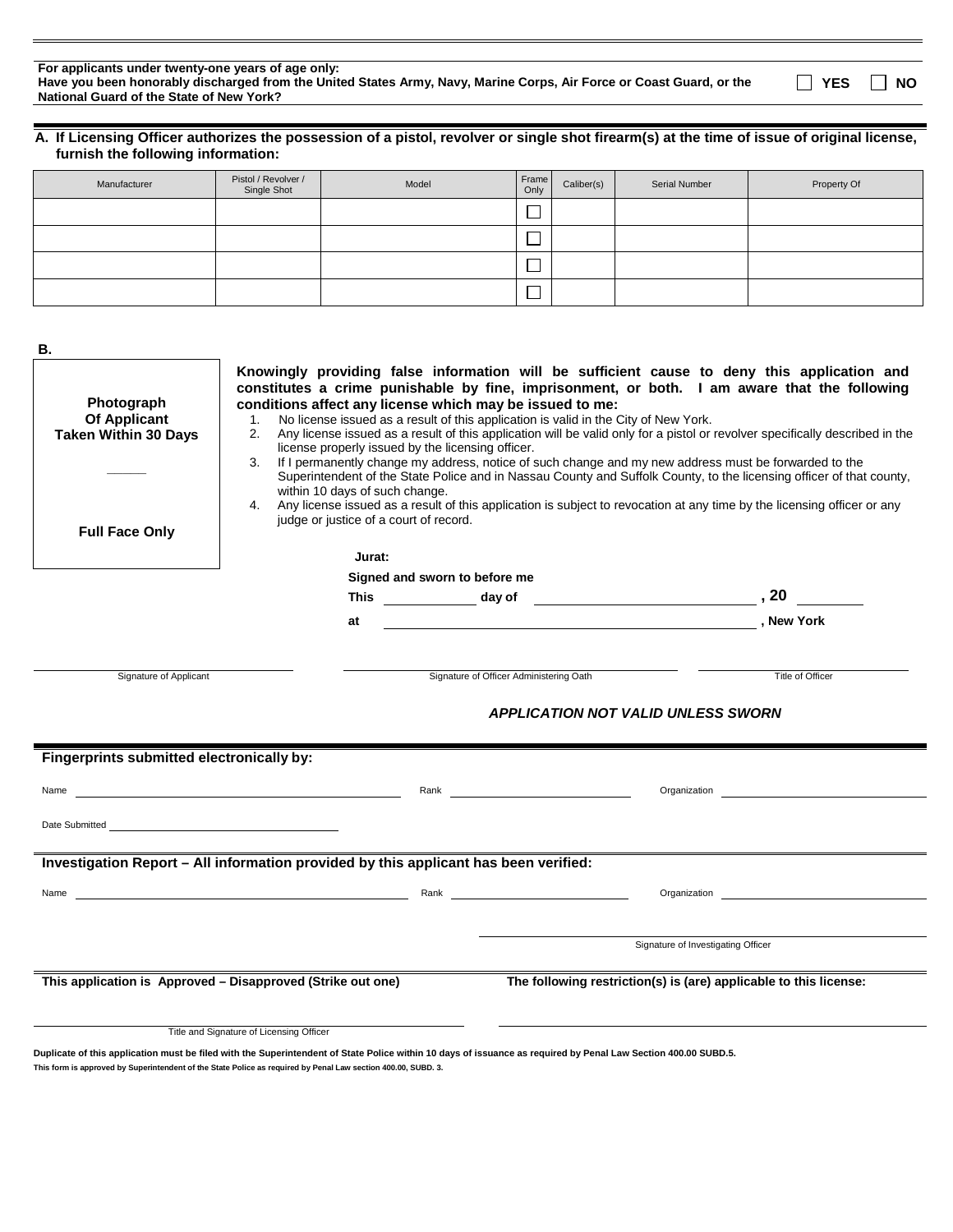**For applicants under twenty-one years of age only:**
**Have you been honorably discharged from the United States Army, Navy, Marine Corps, Air Force or Coast Guard, or the National Guard of the State of New York?** ☐ **YES** ☐ **NO**

## A. If Licensing Officer authorizes the possession of a pistol, revolver or single shot firearm(s) at the time of issue of original license, furnish the following information:

| Manufacturer | Pistol / Revolver / Single Shot | Model | Frame Only | Caliber(s) | Serial Number | Property Of |
|---|---|---|---|---|---|---|
| | | | ☐ | | | |
| | | | ☐ | | | |
| | | | ☐ | | | |
| | | | ☐ | | | |

## B.

**Photograph Of Applicant Taken Within 30 Days**

**Full Face Only**

**Knowingly providing false information will be sufficient cause to deny this application and constitutes a crime punishable by fine, imprisonment, or both. I am aware that the following conditions affect any license which may be issued to me:**

1. No license issued as a result of this application is valid in the City of New York.
2. Any license issued as a result of this application will be valid only for a pistol or revolver specifically described in the license properly issued by the licensing officer.
3. If I permanently change my address, notice of such change and my new address must be forwarded to the Superintendent of the State Police and in Nassau County and Suffolk County, to the licensing officer of that county, within 10 days of such change.
4. Any license issued as a result of this application is subject to revocation at any time by the licensing officer or any judge or justice of a court of record.

**Jurat:**

**Signed and sworn to before me**

**This** \_\_\_\_\_\_\_\_\_\_ **day of** \_\_\_\_\_\_\_\_\_\_\_\_\_\_\_\_\_\_\_\_ **, 20** \_\_\_\_\_\_

**at** \_\_\_\_\_\_\_\_\_\_\_\_\_\_\_\_\_\_\_\_\_\_\_\_\_\_\_\_\_\_\_\_\_\_ **, New York**

Signature of Applicant — Signature of Officer Administering Oath — Title of Officer

***APPLICATION NOT VALID UNLESS SWORN***

**Fingerprints submitted electronically by:**

Name \_\_\_\_\_\_\_\_\_\_\_\_\_\_\_\_ Rank \_\_\_\_\_\_\_\_\_\_\_\_\_\_\_\_ Organization \_\_\_\_\_\_\_\_\_\_\_\_\_\_\_\_

Date Submitted \_\_\_\_\_\_\_\_\_\_\_\_\_\_\_\_

**Investigation Report – All information provided by this applicant has been verified:**

Name \_\_\_\_\_\_\_\_\_\_\_\_\_\_\_\_ Rank \_\_\_\_\_\_\_\_\_\_\_\_\_\_\_\_ Organization \_\_\_\_\_\_\_\_\_\_\_\_\_\_\_\_

Signature of Investigating Officer

**This application is Approved – Disapproved (Strike out one)**

**The following restriction(s) is (are) applicable to this license:**

Title and Signature of Licensing Officer

**Duplicate of this application must be filed with the Superintendent of State Police within 10 days of issuance as required by Penal Law Section 400.00 SUBD.5.**

**This form is approved by Superintendent of the State Police as required by Penal Law section 400.00, SUBD. 3.**